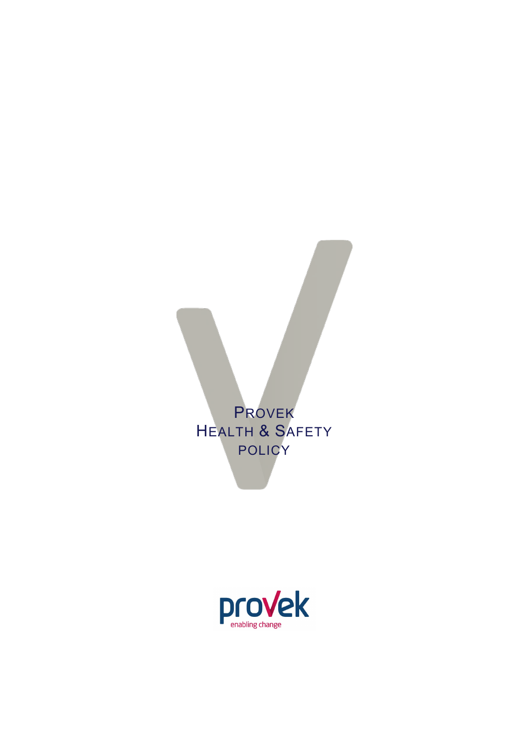# PROVEK HEALTH & SAFETY POLICY

provek

enabling change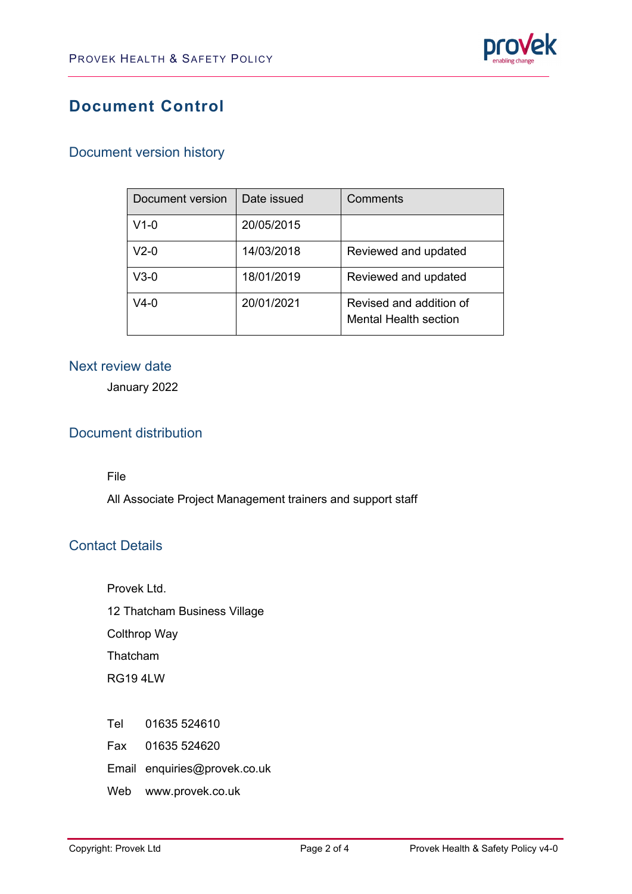# Document Control

## Document version history

| Document version | Date issued | Comments |
|---|---|---|
| V1-0 | 20/05/2015 | |
| V2-0 | 14/03/2018 | Reviewed and updated |
| V3-0 | 18/01/2019 | Reviewed and updated |
| V4-0 | 20/01/2021 | Revised and addition of Mental Health section |

## Next review date

January 2022

## Document distribution

File

All Associate Project Management trainers and support staff

## Contact Details

Provek Ltd.

12 Thatcham Business Village

Colthrop Way

Thatcham

RG19 4LW

Tel 01635 524610

Fax 01635 524620

Email enquiries@provek.co.uk

Web www.provek.co.uk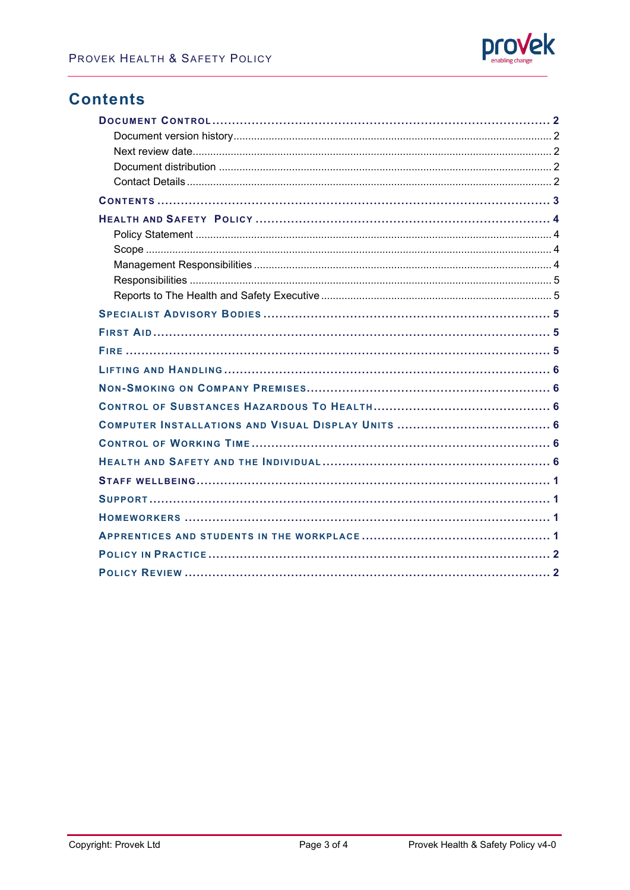# Contents

- **DOCUMENT CONTROL** ..... 2
  - Document version history ..... 2
  - Next review date ..... 2
  - Document distribution ..... 2
  - Contact Details ..... 2
- **CONTENTS** ..... 3
- **HEALTH AND SAFETY POLICY** ..... 4
  - Policy Statement ..... 4
  - Scope ..... 4
  - Management Responsibilities ..... 4
  - Responsibilities ..... 5
  - Reports to The Health and Safety Executive ..... 5
- **SPECIALIST ADVISORY BODIES** ..... 5
- **FIRST AID** ..... 5
- **FIRE** ..... 5
- **LIFTING AND HANDLING** ..... 6
- **NON-SMOKING ON COMPANY PREMISES** ..... 6
- **CONTROL OF SUBSTANCES HAZARDOUS TO HEALTH** ..... 6
- **COMPUTER INSTALLATIONS AND VISUAL DISPLAY UNITS** ..... 6
- **CONTROL OF WORKING TIME** ..... 6
- **HEALTH AND SAFETY AND THE INDIVIDUAL** ..... 6
- **STAFF WELLBEING** ..... 1
- **SUPPORT** ..... 1
- **HOMEWORKERS** ..... 1
- **APPRENTICES AND STUDENTS IN THE WORKPLACE** ..... 1
- **POLICY IN PRACTICE** ..... 2
- **POLICY REVIEW** ..... 2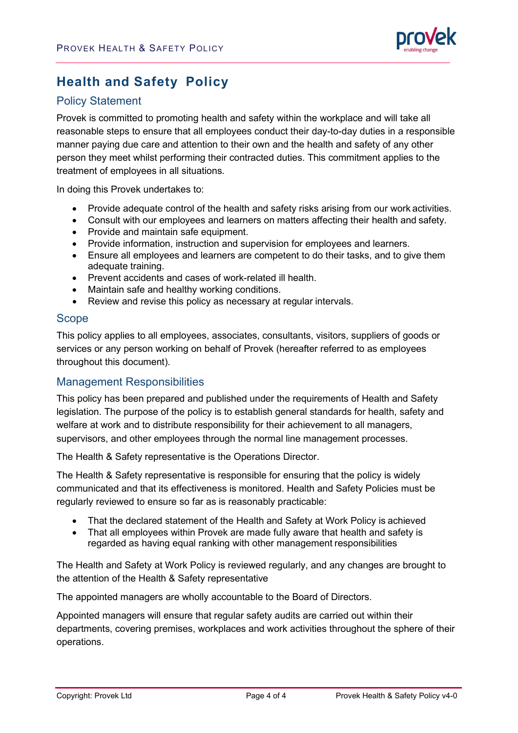# Health and Safety Policy

## Policy Statement

Provek is committed to promoting health and safety within the workplace and will take all reasonable steps to ensure that all employees conduct their day-to-day duties in a responsible manner paying due care and attention to their own and the health and safety of any other person they meet whilst performing their contracted duties. This commitment applies to the treatment of employees in all situations.

In doing this Provek undertakes to:

- Provide adequate control of the health and safety risks arising from our work activities.
- Consult with our employees and learners on matters affecting their health and safety.
- Provide and maintain safe equipment.
- Provide information, instruction and supervision for employees and learners.
- Ensure all employees and learners are competent to do their tasks, and to give them adequate training.
- Prevent accidents and cases of work-related ill health.
- Maintain safe and healthy working conditions.
- Review and revise this policy as necessary at regular intervals.

## Scope

This policy applies to all employees, associates, consultants, visitors, suppliers of goods or services or any person working on behalf of Provek (hereafter referred to as employees throughout this document).

## Management Responsibilities

This policy has been prepared and published under the requirements of Health and Safety legislation. The purpose of the policy is to establish general standards for health, safety and welfare at work and to distribute responsibility for their achievement to all managers, supervisors, and other employees through the normal line management processes.

The Health & Safety representative is the Operations Director.

The Health & Safety representative is responsible for ensuring that the policy is widely communicated and that its effectiveness is monitored. Health and Safety Policies must be regularly reviewed to ensure so far as is reasonably practicable:

- That the declared statement of the Health and Safety at Work Policy is achieved
- That all employees within Provek are made fully aware that health and safety is regarded as having equal ranking with other management responsibilities

The Health and Safety at Work Policy is reviewed regularly, and any changes are brought to the attention of the Health & Safety representative

The appointed managers are wholly accountable to the Board of Directors.

Appointed managers will ensure that regular safety audits are carried out within their departments, covering premises, workplaces and work activities throughout the sphere of their operations.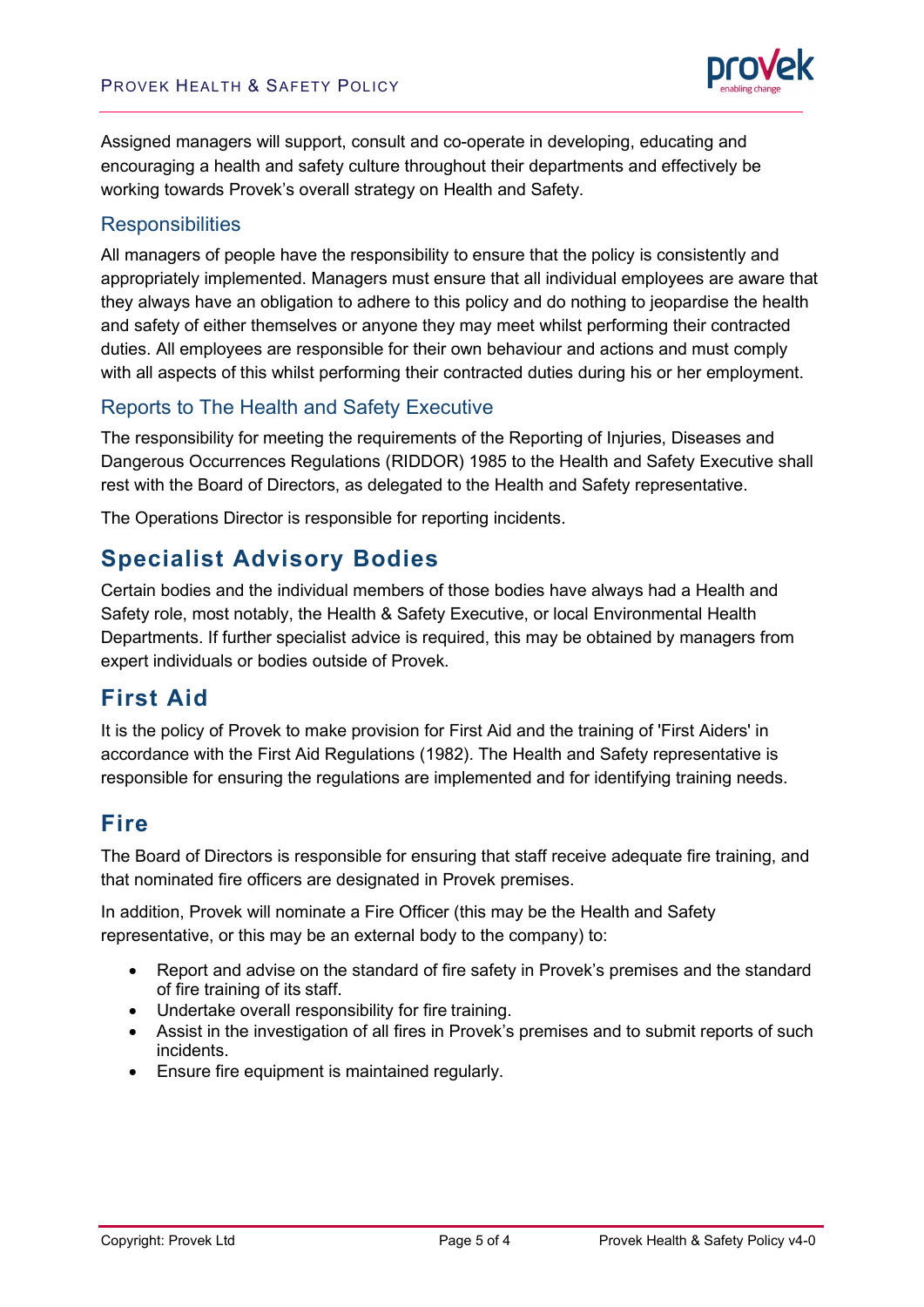Assigned managers will support, consult and co-operate in developing, educating and encouraging a health and safety culture throughout their departments and effectively be working towards Provek's overall strategy on Health and Safety.

### Responsibilities

All managers of people have the responsibility to ensure that the policy is consistently and appropriately implemented. Managers must ensure that all individual employees are aware that they always have an obligation to adhere to this policy and do nothing to jeopardise the health and safety of either themselves or anyone they may meet whilst performing their contracted duties. All employees are responsible for their own behaviour and actions and must comply with all aspects of this whilst performing their contracted duties during his or her employment.

### Reports to The Health and Safety Executive

The responsibility for meeting the requirements of the Reporting of Injuries, Diseases and Dangerous Occurrences Regulations (RIDDOR) 1985 to the Health and Safety Executive shall rest with the Board of Directors, as delegated to the Health and Safety representative.

The Operations Director is responsible for reporting incidents.

## Specialist Advisory Bodies

Certain bodies and the individual members of those bodies have always had a Health and Safety role, most notably, the Health & Safety Executive, or local Environmental Health Departments. If further specialist advice is required, this may be obtained by managers from expert individuals or bodies outside of Provek.

## First Aid

It is the policy of Provek to make provision for First Aid and the training of 'First Aiders' in accordance with the First Aid Regulations (1982). The Health and Safety representative is responsible for ensuring the regulations are implemented and for identifying training needs.

## Fire

The Board of Directors is responsible for ensuring that staff receive adequate fire training, and that nominated fire officers are designated in Provek premises.

In addition, Provek will nominate a Fire Officer (this may be the Health and Safety representative, or this may be an external body to the company) to:

- Report and advise on the standard of fire safety in Provek's premises and the standard of fire training of its staff.
- Undertake overall responsibility for fire training.
- Assist in the investigation of all fires in Provek's premises and to submit reports of such incidents.
- Ensure fire equipment is maintained regularly.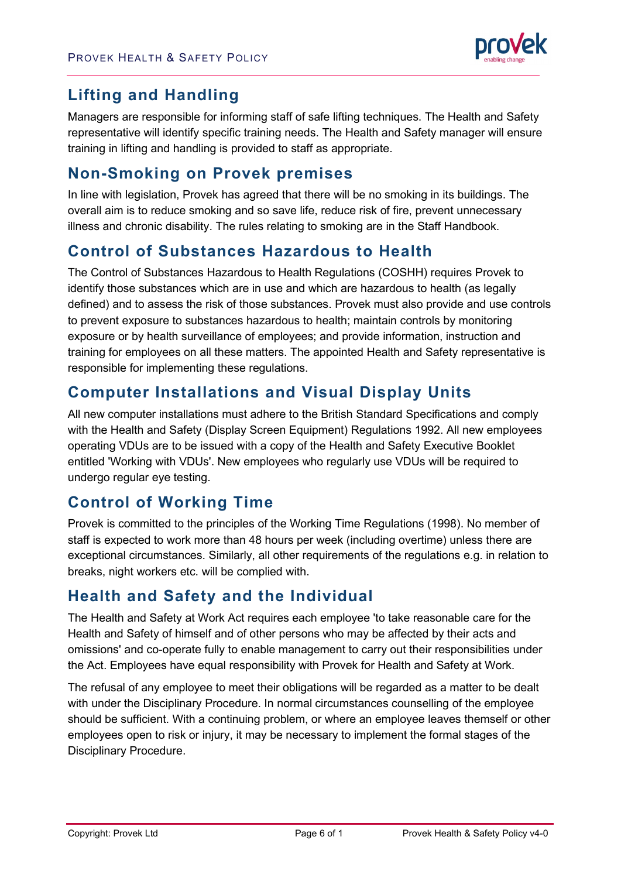## Lifting and Handling

Managers are responsible for informing staff of safe lifting techniques. The Health and Safety representative will identify specific training needs. The Health and Safety manager will ensure training in lifting and handling is provided to staff as appropriate.

## Non-Smoking on Provek premises

In line with legislation, Provek has agreed that there will be no smoking in its buildings. The overall aim is to reduce smoking and so save life, reduce risk of fire, prevent unnecessary illness and chronic disability. The rules relating to smoking are in the Staff Handbook.

## Control of Substances Hazardous to Health

The Control of Substances Hazardous to Health Regulations (COSHH) requires Provek to identify those substances which are in use and which are hazardous to health (as legally defined) and to assess the risk of those substances. Provek must also provide and use controls to prevent exposure to substances hazardous to health; maintain controls by monitoring exposure or by health surveillance of employees; and provide information, instruction and training for employees on all these matters. The appointed Health and Safety representative is responsible for implementing these regulations.

## Computer Installations and Visual Display Units

All new computer installations must adhere to the British Standard Specifications and comply with the Health and Safety (Display Screen Equipment) Regulations 1992. All new employees operating VDUs are to be issued with a copy of the Health and Safety Executive Booklet entitled 'Working with VDUs'. New employees who regularly use VDUs will be required to undergo regular eye testing.

## Control of Working Time

Provek is committed to the principles of the Working Time Regulations (1998). No member of staff is expected to work more than 48 hours per week (including overtime) unless there are exceptional circumstances. Similarly, all other requirements of the regulations e.g. in relation to breaks, night workers etc. will be complied with.

## Health and Safety and the Individual

The Health and Safety at Work Act requires each employee 'to take reasonable care for the Health and Safety of himself and of other persons who may be affected by their acts and omissions' and co-operate fully to enable management to carry out their responsibilities under the Act. Employees have equal responsibility with Provek for Health and Safety at Work.

The refusal of any employee to meet their obligations will be regarded as a matter to be dealt with under the Disciplinary Procedure. In normal circumstances counselling of the employee should be sufficient. With a continuing problem, or where an employee leaves themself or other employees open to risk or injury, it may be necessary to implement the formal stages of the Disciplinary Procedure.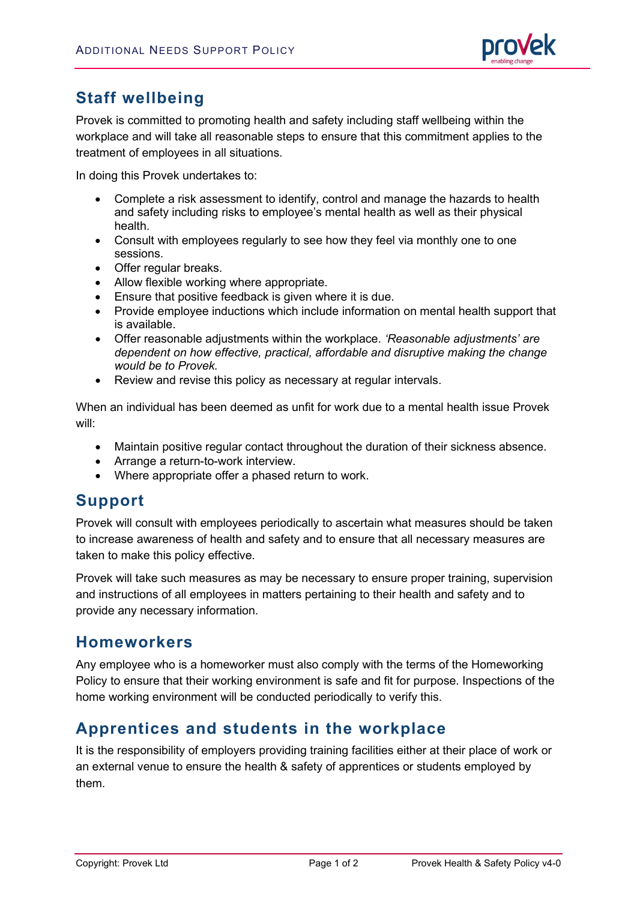## Staff wellbeing

Provek is committed to promoting health and safety including staff wellbeing within the workplace and will take all reasonable steps to ensure that this commitment applies to the treatment of employees in all situations.

In doing this Provek undertakes to:

- Complete a risk assessment to identify, control and manage the hazards to health and safety including risks to employee's mental health as well as their physical health.
- Consult with employees regularly to see how they feel via monthly one to one sessions.
- Offer regular breaks.
- Allow flexible working where appropriate.
- Ensure that positive feedback is given where it is due.
- Provide employee inductions which include information on mental health support that is available.
- Offer reasonable adjustments within the workplace. *'Reasonable adjustments' are dependent on how effective, practical, affordable and disruptive making the change would be to Provek.*
- Review and revise this policy as necessary at regular intervals.

When an individual has been deemed as unfit for work due to a mental health issue Provek will:

- Maintain positive regular contact throughout the duration of their sickness absence.
- Arrange a return-to-work interview.
- Where appropriate offer a phased return to work.

## Support

Provek will consult with employees periodically to ascertain what measures should be taken to increase awareness of health and safety and to ensure that all necessary measures are taken to make this policy effective.

Provek will take such measures as may be necessary to ensure proper training, supervision and instructions of all employees in matters pertaining to their health and safety and to provide any necessary information.

## Homeworkers

Any employee who is a homeworker must also comply with the terms of the Homeworking Policy to ensure that their working environment is safe and fit for purpose. Inspections of the home working environment will be conducted periodically to verify this.

## Apprentices and students in the workplace

It is the responsibility of employers providing training facilities either at their place of work or an external venue to ensure the health & safety of apprentices or students employed by them.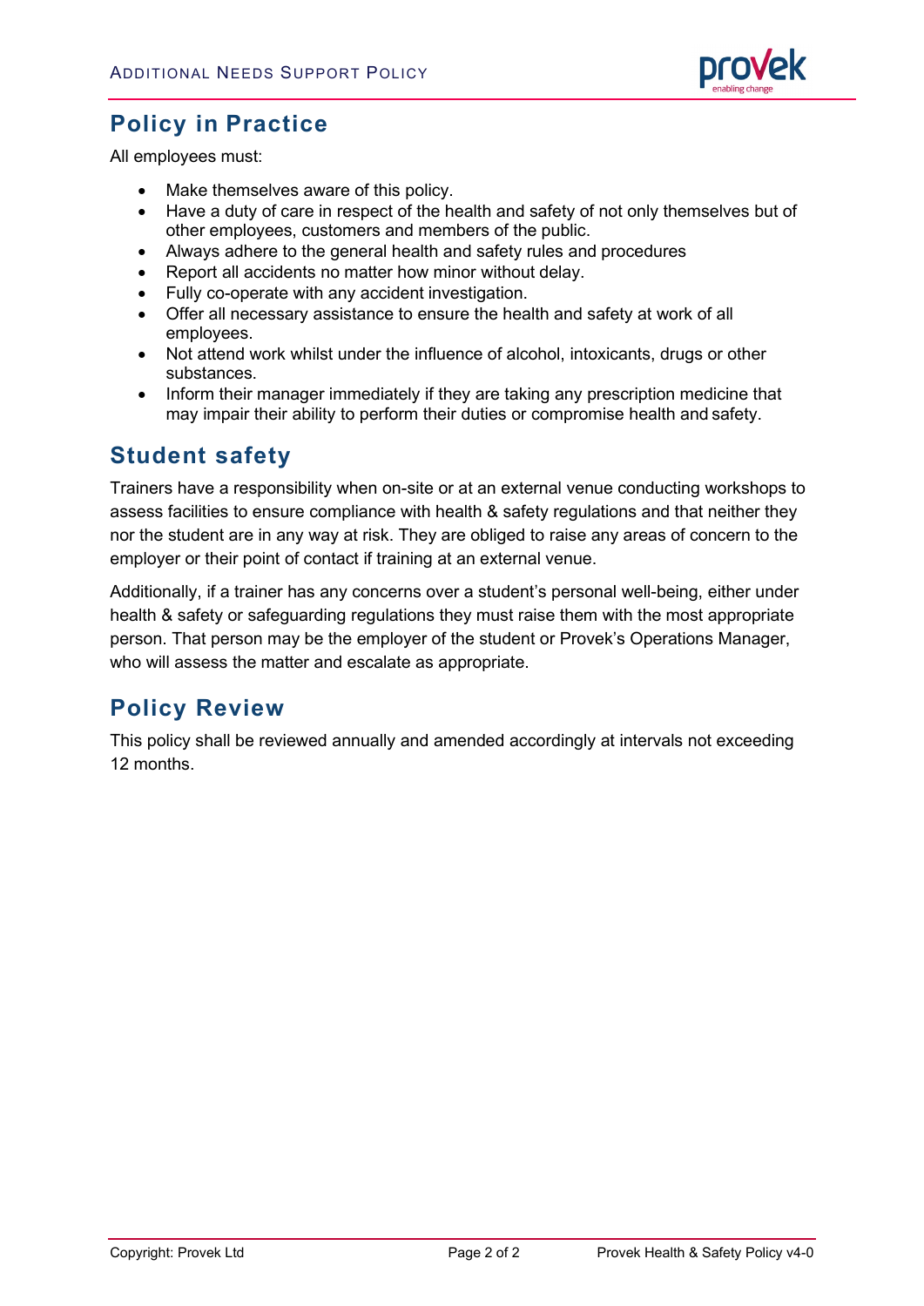## Policy in Practice

All employees must:

- Make themselves aware of this policy.
- Have a duty of care in respect of the health and safety of not only themselves but of other employees, customers and members of the public.
- Always adhere to the general health and safety rules and procedures
- Report all accidents no matter how minor without delay.
- Fully co-operate with any accident investigation.
- Offer all necessary assistance to ensure the health and safety at work of all employees.
- Not attend work whilst under the influence of alcohol, intoxicants, drugs or other substances.
- Inform their manager immediately if they are taking any prescription medicine that may impair their ability to perform their duties or compromise health and safety.

## Student safety

Trainers have a responsibility when on-site or at an external venue conducting workshops to assess facilities to ensure compliance with health & safety regulations and that neither they nor the student are in any way at risk. They are obliged to raise any areas of concern to the employer or their point of contact if training at an external venue.

Additionally, if a trainer has any concerns over a student's personal well-being, either under health & safety or safeguarding regulations they must raise them with the most appropriate person. That person may be the employer of the student or Provek's Operations Manager, who will assess the matter and escalate as appropriate.

## Policy Review

This policy shall be reviewed annually and amended accordingly at intervals not exceeding 12 months.